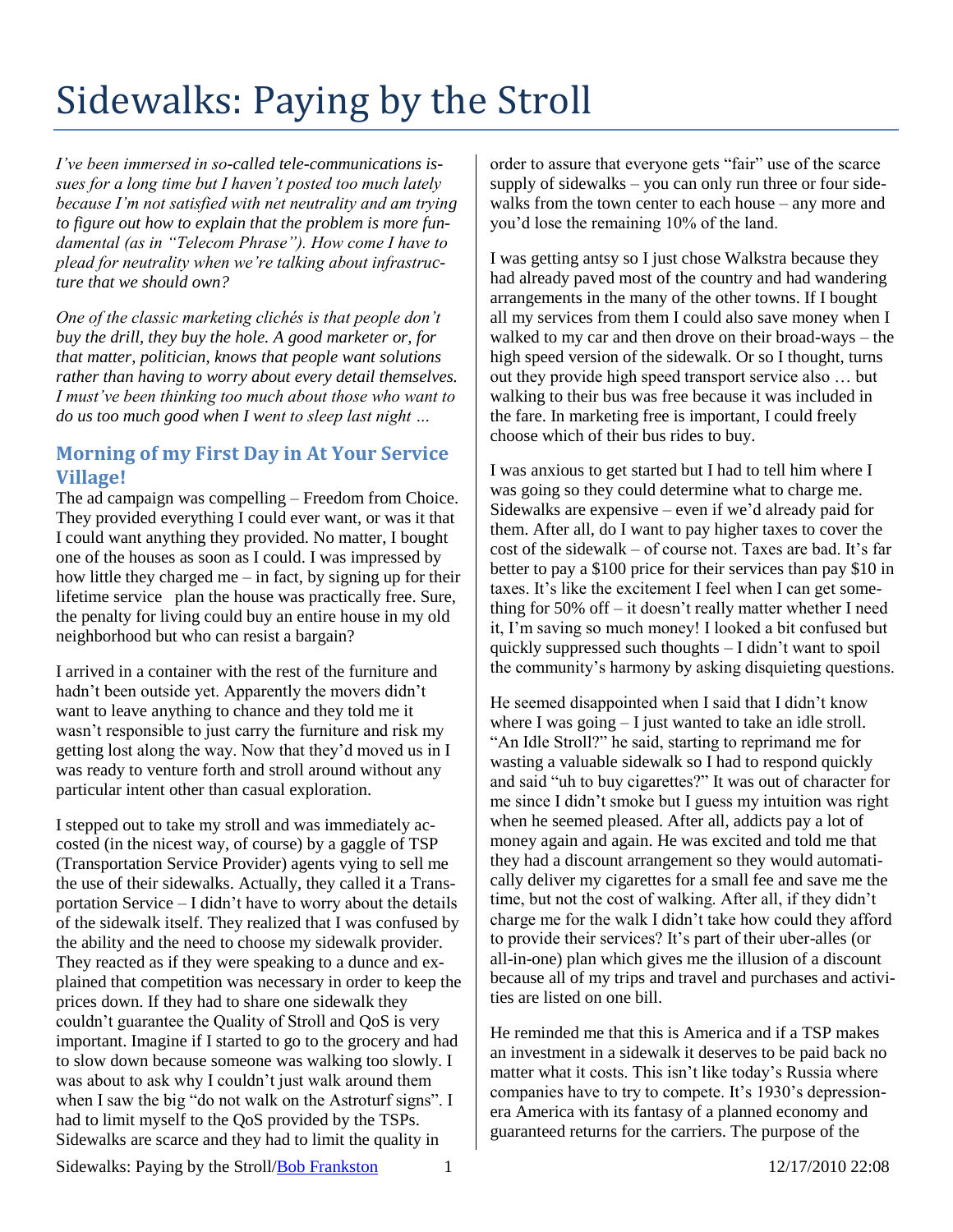# Sidewalks: Paying by the Stroll

*I've been immersed in so-called tele-communications issues for a long time but I haven't posted too much lately because I'm not satisfied with net neutrality and am trying to figure out how to explain that the problem is more fundamental (as in "Telecom Phrase"). How come I have to plead for neutrality when we're talking about infrastructure that we should own?*

*One of the classic marketing clichés is that people don't buy the drill, they buy the hole. A good marketer or, for that matter, politician, knows that people want solutions rather than having to worry about every detail themselves. I must've been thinking too much about those who want to do us too much good when I went to sleep last night …*

## Morning of my First Day in At Your Service Village!

The ad campaign was compelling – Freedom from Choice. They provided everything I could ever want, or was it that I could want anything they provided. No matter, I bought one of the houses as soon as I could. I was impressed by how little they charged me – in fact, by signing up for their lifetime service plan the house was practically free. Sure, the penalty for living could buy an entire house in my old neighborhood but who can resist a bargain?

I arrived in a container with the rest of the furniture and hadn't been outside yet. Apparently the movers didn't want to leave anything to chance and they told me it wasn't responsible to just carry the furniture and risk my getting lost along the way. Now that they'd moved us in I was ready to venture forth and stroll around without any particular intent other than casual exploration.

I stepped out to take my stroll and was immediately accosted (in the nicest way, of course) by a gaggle of TSP (Transportation Service Provider) agents vying to sell me the use of their sidewalks. Actually, they called it a Transportation Service – I didn't have to worry about the details of the sidewalk itself. They realized that I was confused by the ability and the need to choose my sidewalk provider. They reacted as if they were speaking to a dunce and explained that competition was necessary in order to keep the prices down. If they had to share one sidewalk they couldn't guarantee the Quality of Stroll and QoS is very important. Imagine if I started to go to the grocery and had to slow down because someone was walking too slowly. I was about to ask why I couldn't just walk around them when I saw the big "do not walk on the Astroturf signs". I had to limit myself to the QoS provided by the TSPs. Sidewalks are scarce and they had to limit the quality in order to assure that everyone gets "fair" use of the scarce supply of sidewalks – you can only run three or four sidewalks from the town center to each house – any more and you'd lose the remaining 10% of the land.

I was getting antsy so I just chose Walkstra because they had already paved most of the country and had wandering arrangements in the many of the other towns. If I bought all my services from them I could also save money when I walked to my car and then drove on their broad-ways – the high speed version of the sidewalk. Or so I thought, turns out they provide high speed transport service also … but walking to their bus was free because it was included in the fare. In marketing free is important, I could freely choose which of their bus rides to buy.

I was anxious to get started but I had to tell him where I was going so they could determine what to charge me. Sidewalks are expensive – even if we'd already paid for them. After all, do I want to pay higher taxes to cover the cost of the sidewalk – of course not. Taxes are bad. It's far better to pay a $100 price for their services than pay $10 in taxes. It's like the excitement I feel when I can get something for 50% off – it doesn't really matter whether I need it, I'm saving so much money! I looked a bit confused but quickly suppressed such thoughts – I didn't want to spoil the community's harmony by asking disquieting questions.

He seemed disappointed when I said that I didn't know where I was going – I just wanted to take an idle stroll. "An Idle Stroll?" he said, starting to reprimand me for wasting a valuable sidewalk so I had to respond quickly and said "uh to buy cigarettes?" It was out of character for me since I didn't smoke but I guess my intuition was right when he seemed pleased. After all, addicts pay a lot of money again and again. He was excited and told me that they had a discount arrangement so they would automatically deliver my cigarettes for a small fee and save me the time, but not the cost of walking. After all, if they didn't charge me for the walk I didn't take how could they afford to provide their services? It's part of their uber-alles (or all-in-one) plan which gives me the illusion of a discount because all of my trips and travel and purchases and activities are listed on one bill.

He reminded me that this is America and if a TSP makes an investment in a sidewalk it deserves to be paid back no matter what it costs. This isn't like today's Russia where companies have to try to compete. It's 1930's depression-era America with its fantasy of a planned economy and guaranteed returns for the carriers. The purpose of the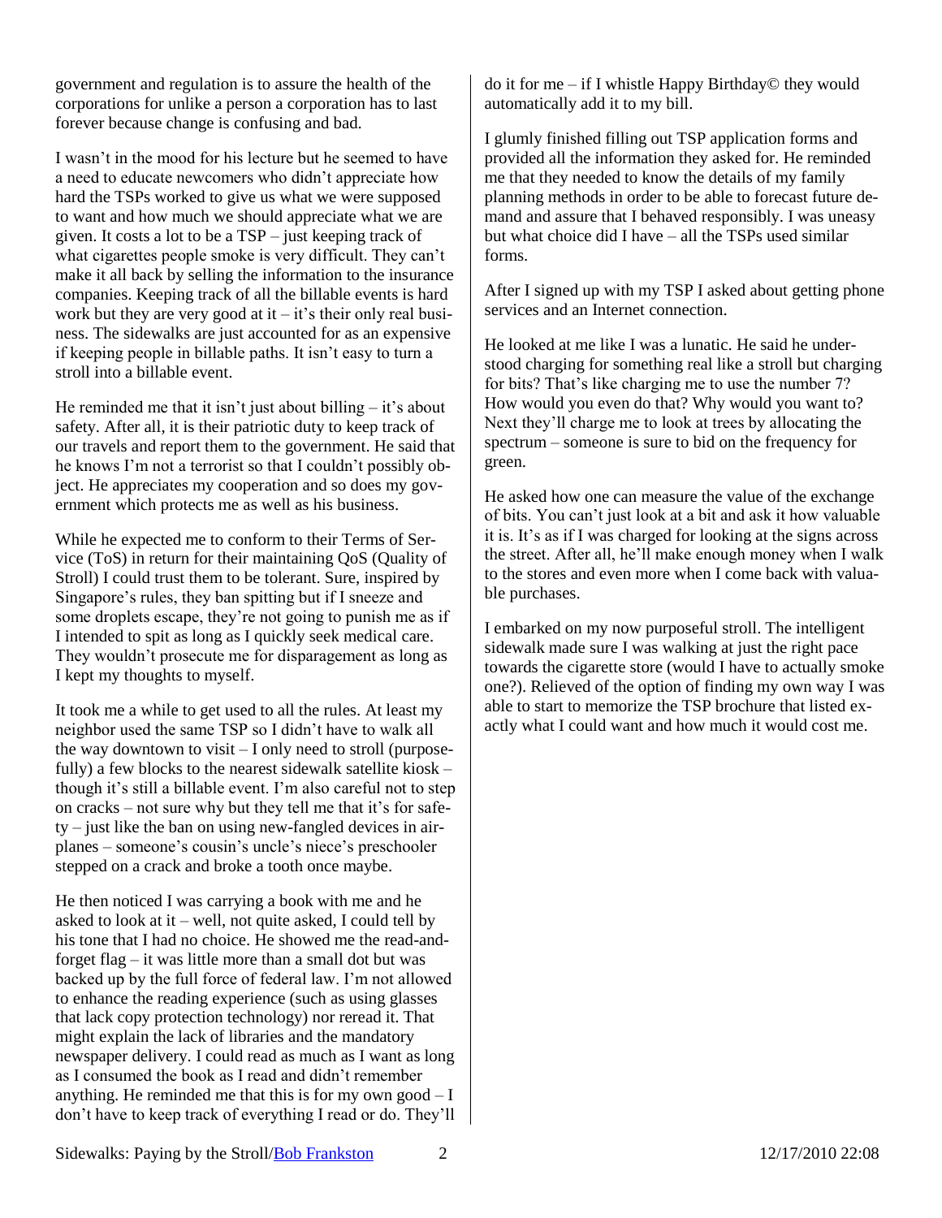government and regulation is to assure the health of the corporations for unlike a person a corporation has to last forever because change is confusing and bad.

I wasn't in the mood for his lecture but he seemed to have a need to educate newcomers who didn't appreciate how hard the TSPs worked to give us what we were supposed to want and how much we should appreciate what we are given. It costs a lot to be a TSP – just keeping track of what cigarettes people smoke is very difficult. They can't make it all back by selling the information to the insurance companies. Keeping track of all the billable events is hard work but they are very good at it – it's their only real business. The sidewalks are just accounted for as an expensive if keeping people in billable paths. It isn't easy to turn a stroll into a billable event.

He reminded me that it isn't just about billing – it's about safety. After all, it is their patriotic duty to keep track of our travels and report them to the government. He said that he knows I'm not a terrorist so that I couldn't possibly object. He appreciates my cooperation and so does my government which protects me as well as his business.

While he expected me to conform to their Terms of Service (ToS) in return for their maintaining QoS (Quality of Stroll) I could trust them to be tolerant. Sure, inspired by Singapore's rules, they ban spitting but if I sneeze and some droplets escape, they're not going to punish me as if I intended to spit as long as I quickly seek medical care. They wouldn't prosecute me for disparagement as long as I kept my thoughts to myself.

It took me a while to get used to all the rules. At least my neighbor used the same TSP so I didn't have to walk all the way downtown to visit – I only need to stroll (purposefully) a few blocks to the nearest sidewalk satellite kiosk – though it's still a billable event. I'm also careful not to step on cracks – not sure why but they tell me that it's for safety – just like the ban on using new-fangled devices in airplanes – someone's cousin's uncle's niece's preschooler stepped on a crack and broke a tooth once maybe.

He then noticed I was carrying a book with me and he asked to look at it – well, not quite asked, I could tell by his tone that I had no choice. He showed me the read-and-forget flag – it was little more than a small dot but was backed up by the full force of federal law. I'm not allowed to enhance the reading experience (such as using glasses that lack copy protection technology) nor reread it. That might explain the lack of libraries and the mandatory newspaper delivery. I could read as much as I want as long as I consumed the book as I read and didn't remember anything. He reminded me that this is for my own good – I don't have to keep track of everything I read or do. They'll do it for me – if I whistle Happy Birthday© they would automatically add it to my bill.

I glumly finished filling out TSP application forms and provided all the information they asked for. He reminded me that they needed to know the details of my family planning methods in order to be able to forecast future demand and assure that I behaved responsibly. I was uneasy but what choice did I have – all the TSPs used similar forms.

After I signed up with my TSP I asked about getting phone services and an Internet connection.

He looked at me like I was a lunatic. He said he understood charging for something real like a stroll but charging for bits? That's like charging me to use the number 7? How would you even do that? Why would you want to? Next they'll charge me to look at trees by allocating the spectrum – someone is sure to bid on the frequency for green.

He asked how one can measure the value of the exchange of bits. You can't just look at a bit and ask it how valuable it is. It's as if I was charged for looking at the signs across the street. After all, he'll make enough money when I walk to the stores and even more when I come back with valuable purchases.

I embarked on my now purposeful stroll. The intelligent sidewalk made sure I was walking at just the right pace towards the cigarette store (would I have to actually smoke one?). Relieved of the option of finding my own way I was able to start to memorize the TSP brochure that listed exactly what I could want and how much it would cost me.